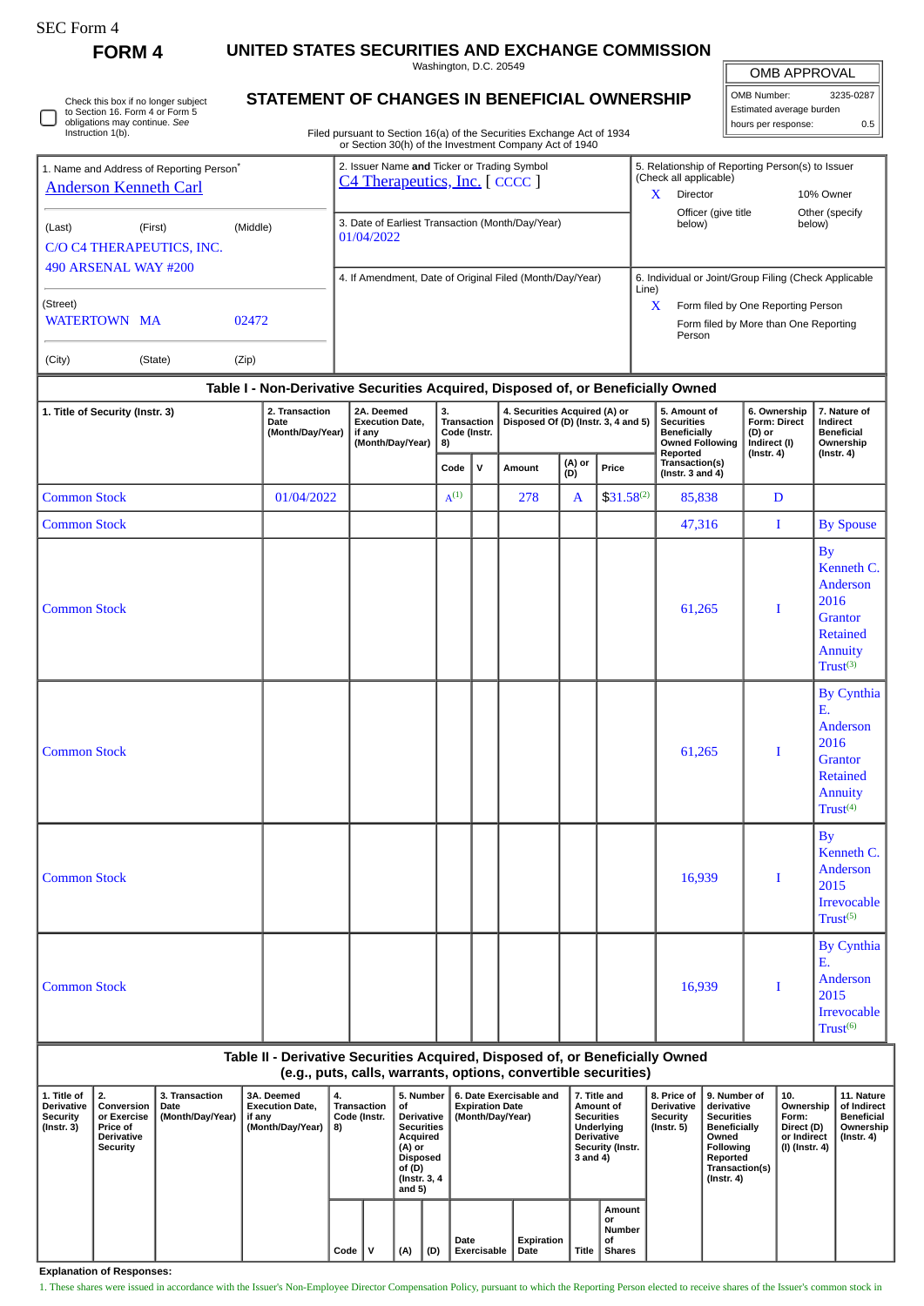SEC Form 4

**FORM 4**

# UNITED STATES SECURITIES AND EXCHANGE COMMISSION

Washington, D.C. 20549

## STATEMENT OF CHANGES IN BENEFICIAL OWNERSHIP

Filed pursuant to Section 16(a) of the Securities Exchange Act of 1934 or Section 30(h) of the Investment Company Act of 1940

| OMB APPROVAL | |
|---|---|
| OMB Number: | 3235-0287 |
| Estimated average burden | |
| hours per response: | 0.5 |

☐ Check this box if no longer subject to Section 16. Form 4 or Form 5 obligations may continue. *See* Instruction 1(b).

1. Name and Address of Reporting Person*
Anderson Kenneth Carl

(Last) (First) (Middle)
C/O C4 THERAPEUTICS, INC.
490 ARSENAL WAY #200

(Street)
WATERTOWN MA 02472

(City) (State) (Zip)

2. Issuer Name **and** Ticker or Trading Symbol
C4 Therapeutics, Inc. [ CCCC ]

3. Date of Earliest Transaction (Month/Day/Year)
01/04/2022

4. If Amendment, Date of Original Filed (Month/Day/Year)

5. Relationship of Reporting Person(s) to Issuer (Check all applicable)
X Director
10% Owner
Officer (give title below)
Other (specify below)

6. Individual or Joint/Group Filing (Check Applicable Line)
X Form filed by One Reporting Person
Form filed by More than One Reporting Person

### Table I - Non-Derivative Securities Acquired, Disposed of, or Beneficially Owned

| 1. Title of Security (Instr. 3) | 2. Transaction Date (Month/Day/Year) | 2A. Deemed Execution Date, if any (Month/Day/Year) | 3. Transaction Code (Instr. 8) | | 4. Securities Acquired (A) or Disposed Of (D) (Instr. 3, 4 and 5) | | | 5. Amount of Securities Beneficially Owned Following Reported Transaction(s) (Instr. 3 and 4) | 6. Ownership Form: Direct (D) or Indirect (I) (Instr. 4) | 7. Nature of Indirect Beneficial Ownership (Instr. 4) |
|---|---|---|---|---|---|---|---|---|---|---|
| | | | Code | V | Amount | (A) or (D) | Price | | | |
| Common Stock | 01/04/2022 | | A[(1)] | | 278 | A | $31.58[(2)] | 85,838 | D | |
| Common Stock | | | | | | | | 47,316 | I | By Spouse |
| Common Stock | | | | | | | | 61,265 | I | By Kenneth C. Anderson 2016 Grantor Retained Annuity Trust[(3)] |
| Common Stock | | | | | | | | 61,265 | I | By Cynthia E. Anderson 2016 Grantor Retained Annuity Trust[(4)] |
| Common Stock | | | | | | | | 16,939 | I | By Kenneth C. Anderson 2015 Irrevocable Trust[(5)] |
| Common Stock | | | | | | | | 16,939 | I | By Cynthia E. Anderson 2015 Irrevocable Trust[(6)] |

### Table II - Derivative Securities Acquired, Disposed of, or Beneficially Owned (e.g., puts, calls, warrants, options, convertible securities)

| 1. Title of Derivative Security (Instr. 3) | 2. Conversion or Exercise Price of Derivative Security | 3. Transaction Date (Month/Day/Year) | 3A. Deemed Execution Date, if any (Month/Day/Year) | 4. Transaction Code (Instr. 8) | | 5. Number of Derivative Securities Acquired (A) or Disposed of (D) (Instr. 3, 4 and 5) | | 6. Date Exercisable and Expiration Date (Month/Day/Year) | | 7. Title and Amount of Securities Underlying Derivative Security (Instr. 3 and 4) | | 8. Price of Derivative Security (Instr. 5) | 9. Number of derivative Securities Beneficially Owned Following Reported Transaction(s) (Instr. 4) | 10. Ownership Form: Direct (D) or Indirect (I) (Instr. 4) | 11. Nature of Indirect Beneficial Ownership (Instr. 4) |
|---|---|---|---|---|---|---|---|---|---|---|---|---|---|---|---|
| | | | | Code | V | (A) | (D) | Date Exercisable | Expiration Date | Title | Amount or Number of Shares | | | | |

**Explanation of Responses:**

1. These shares were issued in accordance with the Issuer's Non-Employee Director Compensation Policy, pursuant to which the Reporting Person elected to receive shares of the Issuer's common stock in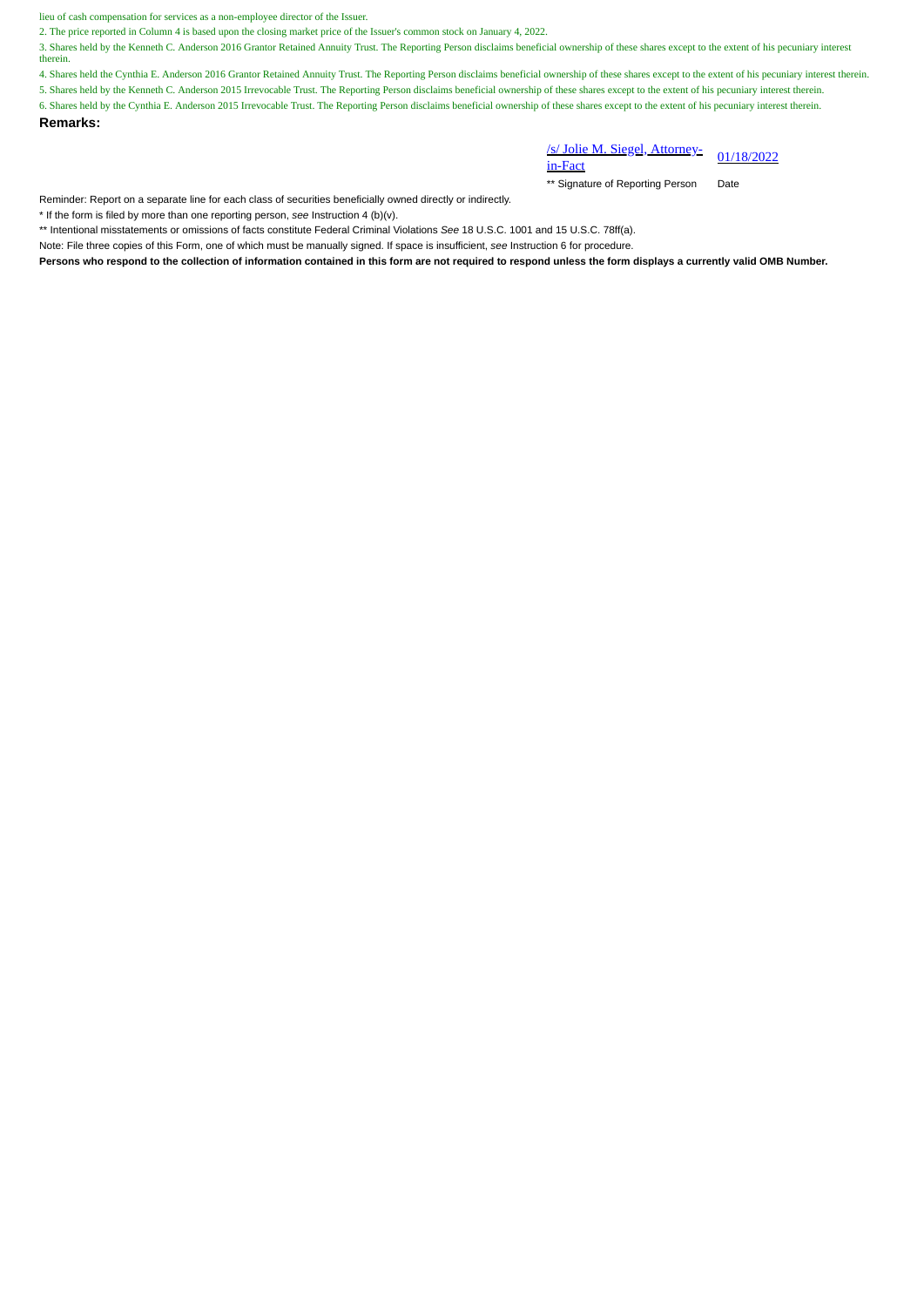lieu of cash compensation for services as a non-employee director of the Issuer.

2. The price reported in Column 4 is based upon the closing market price of the Issuer's common stock on January 4, 2022.

3. Shares held by the Kenneth C. Anderson 2016 Grantor Retained Annuity Trust. The Reporting Person disclaims beneficial ownership of these shares except to the extent of his pecuniary interest therein.

4. Shares held the Cynthia E. Anderson 2016 Grantor Retained Annuity Trust. The Reporting Person disclaims beneficial ownership of these shares except to the extent of his pecuniary interest therein.

5. Shares held by the Kenneth C. Anderson 2015 Irrevocable Trust. The Reporting Person disclaims beneficial ownership of these shares except to the extent of his pecuniary interest therein.

6. Shares held by the Cynthia E. Anderson 2015 Irrevocable Trust. The Reporting Person disclaims beneficial ownership of these shares except to the extent of his pecuniary interest therein.

**Remarks:**

| | |
|---|---|
| /s/ Jolie M. Siegel, Attorney-in-Fact | 01/18/2022 |
| ** Signature of Reporting Person | Date |

Reminder: Report on a separate line for each class of securities beneficially owned directly or indirectly.

* If the form is filed by more than one reporting person, *see* Instruction 4 (b)(v).

** Intentional misstatements or omissions of facts constitute Federal Criminal Violations *See* 18 U.S.C. 1001 and 15 U.S.C. 78ff(a).

Note: File three copies of this Form, one of which must be manually signed. If space is insufficient, *see* Instruction 6 for procedure.

**Persons who respond to the collection of information contained in this form are not required to respond unless the form displays a currently valid OMB Number.**